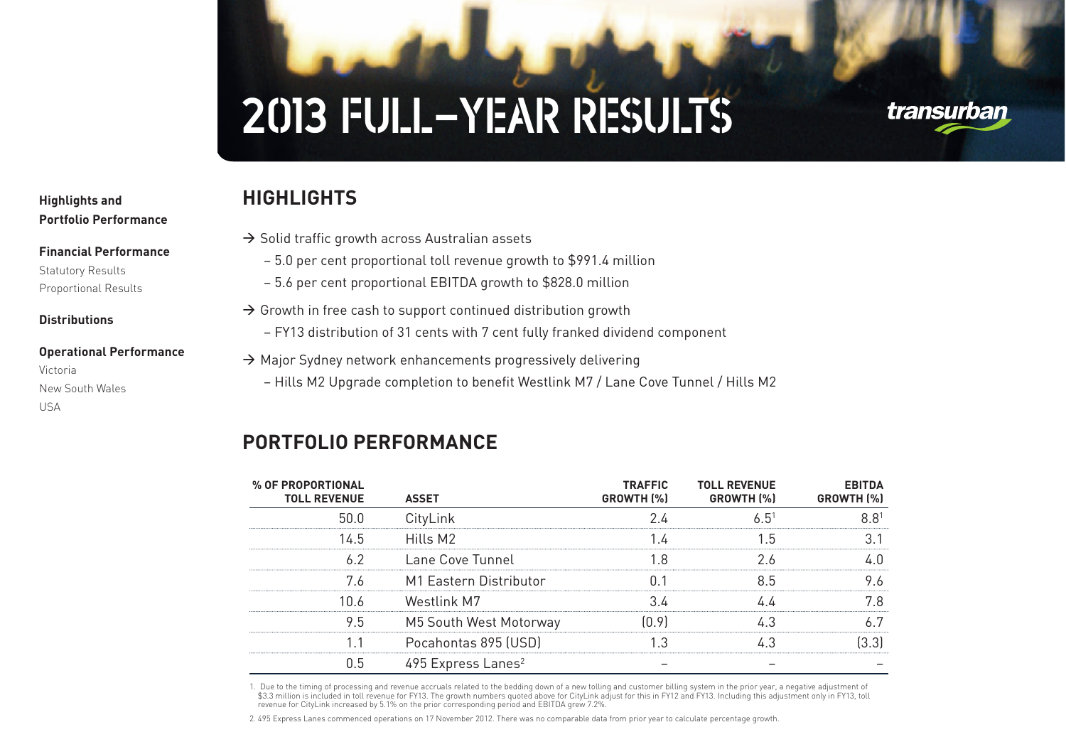# 2013 FULL-YEAR RESULTS

**Highlights and Portfolio Performance**

**Financial Performance**

Statutory Results

Proportional Results

**Distributions**

**Operational Performance**

Victoria

New South Wales

USA

## HIGHLIGHTS

→ Solid traffic growth across Australian assets
  - 5.0 per cent proportional toll revenue growth to $991.4 million
  - 5.6 per cent proportional EBITDA growth to $828.0 million

→ Growth in free cash to support continued distribution growth
  - FY13 distribution of 31 cents with 7 cent fully franked dividend component

→ Major Sydney network enhancements progressively delivering
  - Hills M2 Upgrade completion to benefit Westlink M7 / Lane Cove Tunnel / Hills M2

## PORTFOLIO PERFORMANCE

| % OF PROPORTIONAL TOLL REVENUE | ASSET | TRAFFIC GROWTH (%) | TOLL REVENUE GROWTH (%) | EBITDA GROWTH (%) |
|---|---|---|---|---|
| 50.0 | CityLink | 2.4 | 6.5[1] | 8.8[1] |
| 14.5 | Hills M2 | 1.4 | 1.5 | 3.1 |
| 6.2 | Lane Cove Tunnel | 1.8 | 2.6 | 4.0 |
| 7.6 | M1 Eastern Distributor | 0.1 | 8.5 | 9.6 |
| 10.6 | Westlink M7 | 3.4 | 4.4 | 7.8 |
| 9.5 | M5 South West Motorway | (0.9) | 4.3 | 6.7 |
| 1.1 | Pocahontas 895 (USD) | 1.3 | 4.3 | (3.3) |
| 0.5 | 495 Express Lanes[2] | – | – | – |

1. Due to the timing of processing and revenue accruals related to the bedding down of a new tolling and customer billing system in the prior year, a negative adjustment of $3.3 million is included in toll revenue for FY13. The growth numbers quoted above for CityLink adjust for this in FY12 and FY13. Including this adjustment only in FY13, toll revenue for CityLink increased by 5.1% on the prior corresponding period and EBITDA grew 7.2%.

2. 495 Express Lanes commenced operations on 17 November 2012. There was no comparable data from prior year to calculate percentage growth.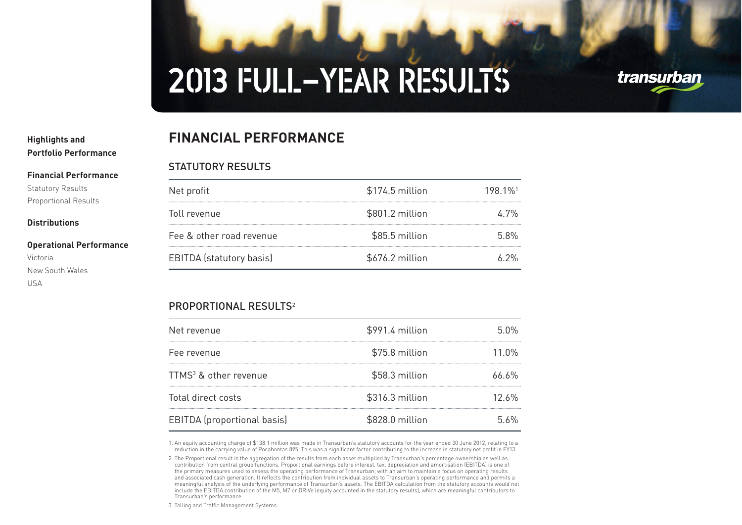# 2013 FULL-YEAR RESULTS

**Highlights and Portfolio Performance**

**Financial Performance**
Statutory Results
Proportional Results

**Distributions**

**Operational Performance**
Victoria
New South Wales
USA

## FINANCIAL PERFORMANCE

### STATUTORY RESULTS

| | | |
|---|---|---|
| Net profit | $174.5 million | 198.1%[1] |
| Toll revenue | $801.2 million | 4.7% |
| Fee & other road revenue | $85.5 million | 5.8% |
| EBITDA (statutory basis) | $676.2 million | 6.2% |

### PROPORTIONAL RESULTS[2]

| | | |
|---|---|---|
| Net revenue | $991.4 million | 5.0% |
| Fee revenue | $75.8 million | 11.0% |
| TTMS[3] & other revenue | $58.3 million | 66.6% |
| Total direct costs | $316.3 million | 12.6% |
| EBITDA (proportional basis) | $828.0 million | 5.6% |

1. An equity accounting charge of $138.1 million was made in Transurban's statutory accounts for the year ended 30 June 2012, relating to a reduction in the carrying value of Pocahontas 895. This was a significant factor contributing to the increase in statutory net profit in FY13.

2. The Proportional result is the aggregation of the results from each asset multiplied by Transurban's percentage ownership as well as contribution from central group functions. Proportional earnings before interest, tax, depreciation and amortisation (EBITDA) is one of the primary measures used to assess the operating performance of Transurban, with an aim to maintain a focus on operating results and associated cash generation. It reflects the contribution from individual assets to Transurban's operating performance and permits a meaningful analysis of the underlying performance of Transurban's assets. The EBITDA calculation from the statutory accounts would not include the EBITDA contribution of the M5, M7 or DRIVe (equity accounted in the statutory results), which are meaningful contributors to Transurban's performance.

3. Tolling and Traffic Management Systems.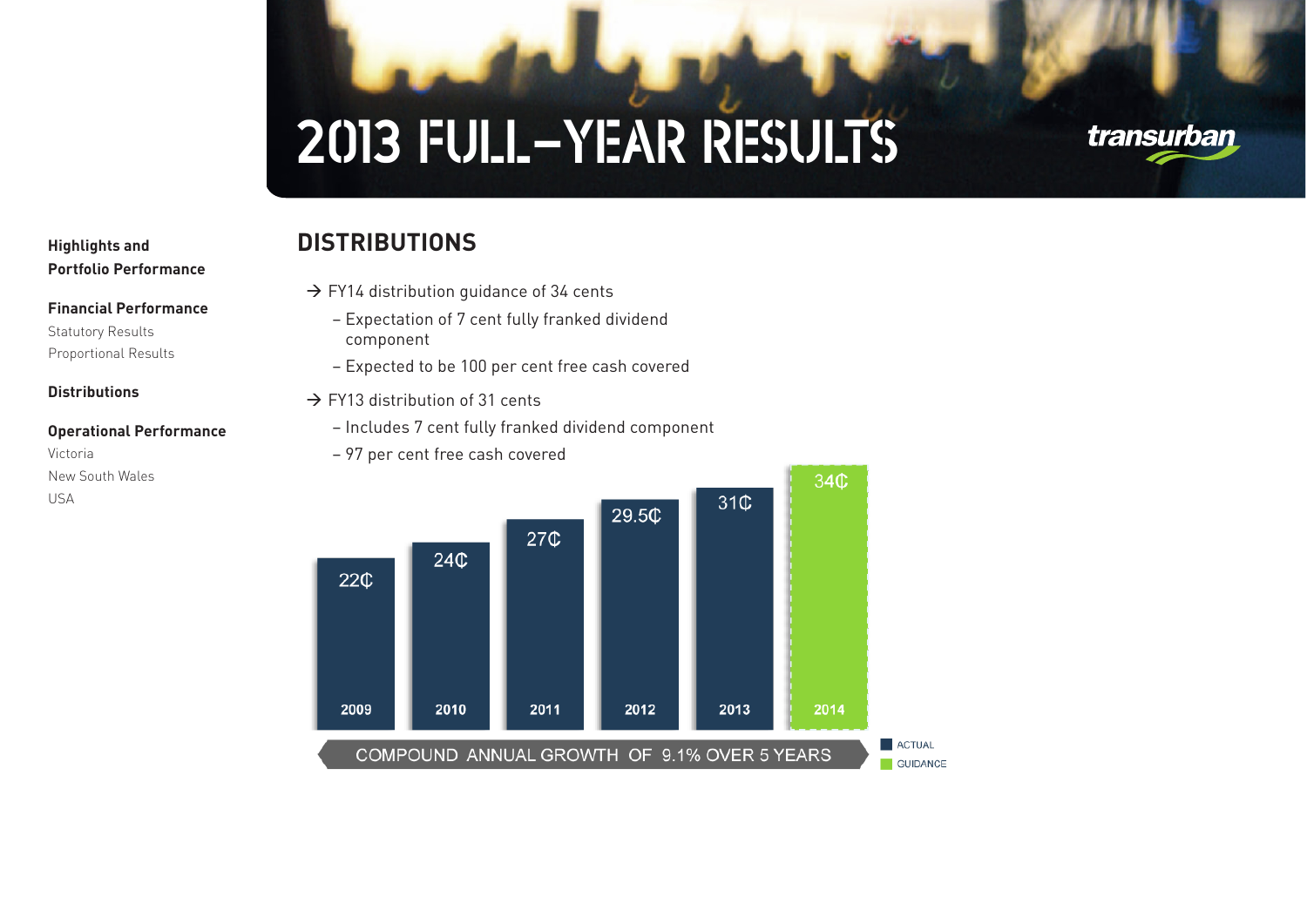# 2013 FULL-YEAR RESULTS

**Highlights and Portfolio Performance**

**Financial Performance**
Statutory Results
Proportional Results

**Distributions**

**Operational Performance**
Victoria
New South Wales
USA

## DISTRIBUTIONS

- FY14 distribution guidance of 34 cents
  - Expectation of 7 cent fully franked dividend component
  - Expected to be 100 per cent free cash covered
- FY13 distribution of 31 cents
  - Includes 7 cent fully franked dividend component
  - 97 per cent free cash covered

| Year | Distribution | Type |
|---|---|---|
| 2009 | 22¢ | Actual |
| 2010 | 24¢ | Actual |
| 2011 | 27¢ | Actual |
| 2012 | 29.5¢ | Actual |
| 2013 | 31¢ | Actual |
| 2014 | 34¢ | Guidance |

COMPOUND ANNUAL GROWTH OF 9.1% OVER 5 YEARS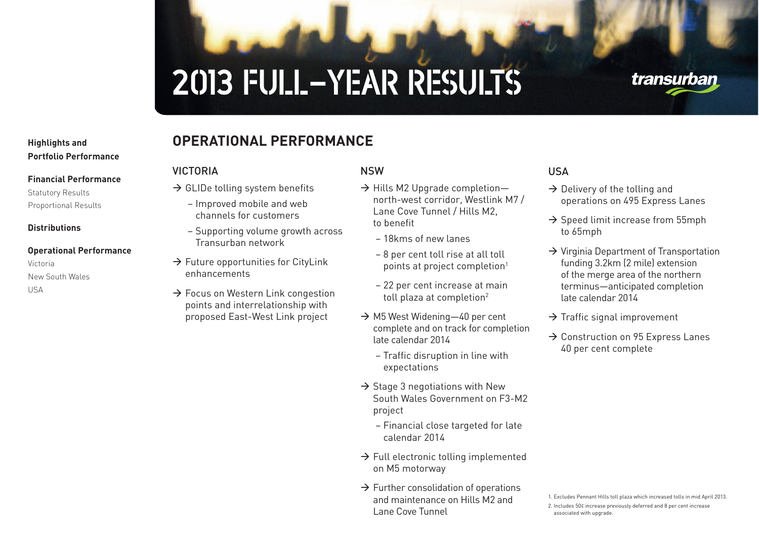# 2013 FULL-YEAR RESULTS

transurban

**Highlights and Portfolio Performance**

**Financial Performance**

Statutory Results

Proportional Results

**Distributions**

**Operational Performance**

Victoria

New South Wales

USA

## OPERATIONAL PERFORMANCE

### VICTORIA

→ GLIDe tolling system benefits

- Improved mobile and web channels for customers
- Supporting volume growth across Transurban network

→ Future opportunities for CityLink enhancements

→ Focus on Western Link congestion points and interrelationship with proposed East-West Link project

### NSW

→ Hills M2 Upgrade completion—north-west corridor, Westlink M7 / Lane Cove Tunnel / Hills M2, to benefit

- 18kms of new lanes
- 8 per cent toll rise at all toll points at project completion[1]
- 22 per cent increase at main toll plaza at completion[2]

→ M5 West Widening—40 per cent complete and on track for completion late calendar 2014

- Traffic disruption in line with expectations

→ Stage 3 negotiations with New South Wales Government on F3-M2 project

- Financial close targeted for late calendar 2014

→ Full electronic tolling implemented on M5 motorway

→ Further consolidation of operations and maintenance on Hills M2 and Lane Cove Tunnel

### USA

→ Delivery of the tolling and operations on 495 Express Lanes

→ Speed limit increase from 55mph to 65mph

→ Virginia Department of Transportation funding 3.2km (2 mile) extension of the merge area of the northern terminus—anticipated completion late calendar 2014

→ Traffic signal improvement

→ Construction on 95 Express Lanes 40 per cent complete

1. Excludes Pennant Hills toll plaza which increased tolls in mid April 2013.
2. Includes 50¢ increase previously deferred and 8 per cent increase associated with upgrade.